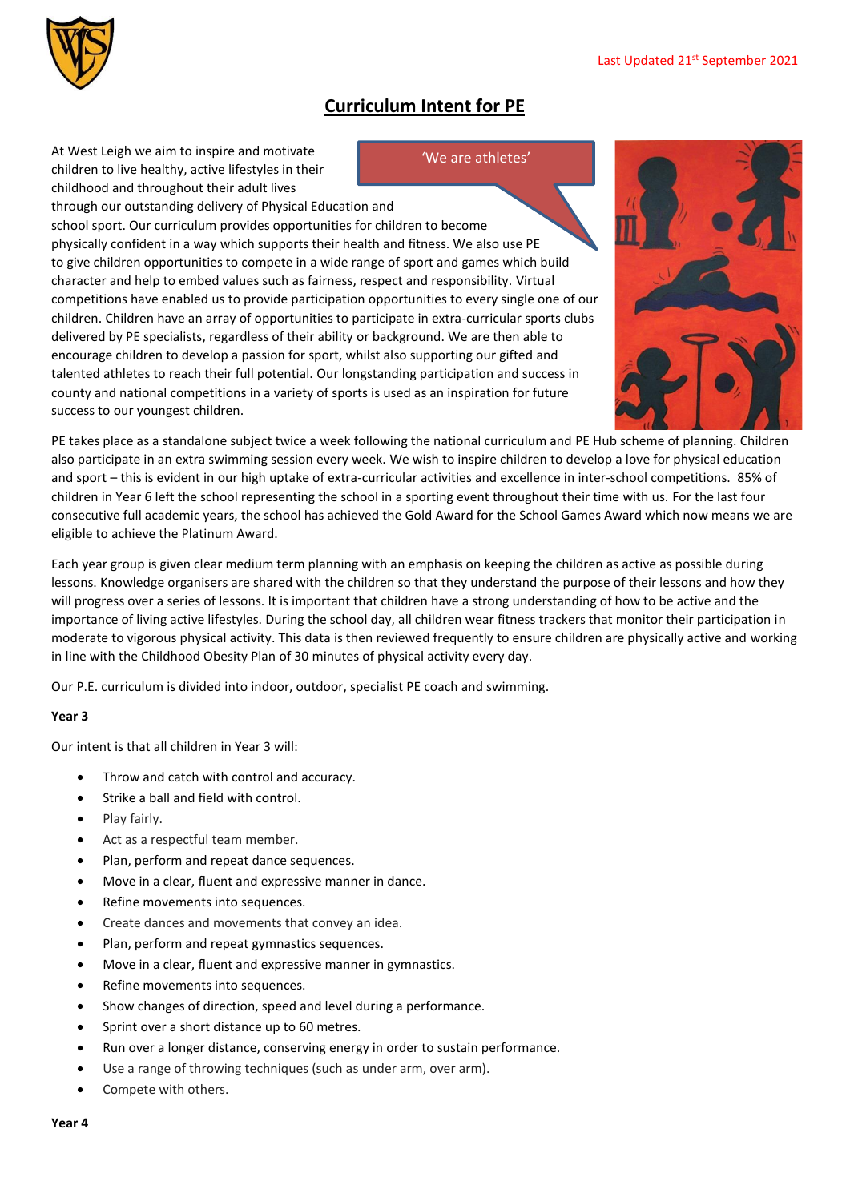Last Updated 21st September 2021

# Curriculum Intent for PE

'We are athletes'

At West Leigh we aim to inspire and motivate children to live healthy, active lifestyles in their childhood and throughout their adult lives through our outstanding delivery of Physical Education and school sport. Our curriculum provides opportunities for children to become physically confident in a way which supports their health and fitness. We also use PE to give children opportunities to compete in a wide range of sport and games which build character and help to embed values such as fairness, respect and responsibility. Virtual competitions have enabled us to provide participation opportunities to every single one of our children. Children have an array of opportunities to participate in extra-curricular sports clubs delivered by PE specialists, regardless of their ability or background. We are then able to encourage children to develop a passion for sport, whilst also supporting our gifted and talented athletes to reach their full potential. Our longstanding participation and success in county and national competitions in a variety of sports is used as an inspiration for future success to our youngest children.

PE takes place as a standalone subject twice a week following the national curriculum and PE Hub scheme of planning. Children also participate in an extra swimming session every week. We wish to inspire children to develop a love for physical education and sport – this is evident in our high uptake of extra-curricular activities and excellence in inter-school competitions. 85% of children in Year 6 left the school representing the school in a sporting event throughout their time with us. For the last four consecutive full academic years, the school has achieved the Gold Award for the School Games Award which now means we are eligible to achieve the Platinum Award.

Each year group is given clear medium term planning with an emphasis on keeping the children as active as possible during lessons. Knowledge organisers are shared with the children so that they understand the purpose of their lessons and how they will progress over a series of lessons. It is important that children have a strong understanding of how to be active and the importance of living active lifestyles. During the school day, all children wear fitness trackers that monitor their participation in moderate to vigorous physical activity. This data is then reviewed frequently to ensure children are physically active and working in line with the Childhood Obesity Plan of 30 minutes of physical activity every day.

Our P.E. curriculum is divided into indoor, outdoor, specialist PE coach and swimming.

**Year 3**

Our intent is that all children in Year 3 will:

- Throw and catch with control and accuracy.
- Strike a ball and field with control.
- Play fairly.
- Act as a respectful team member.
- Plan, perform and repeat dance sequences.
- Move in a clear, fluent and expressive manner in dance.
- Refine movements into sequences.
- Create dances and movements that convey an idea.
- Plan, perform and repeat gymnastics sequences.
- Move in a clear, fluent and expressive manner in gymnastics.
- Refine movements into sequences.
- Show changes of direction, speed and level during a performance.
- Sprint over a short distance up to 60 metres.
- Run over a longer distance, conserving energy in order to sustain performance.
- Use a range of throwing techniques (such as under arm, over arm).
- Compete with others.

**Year 4**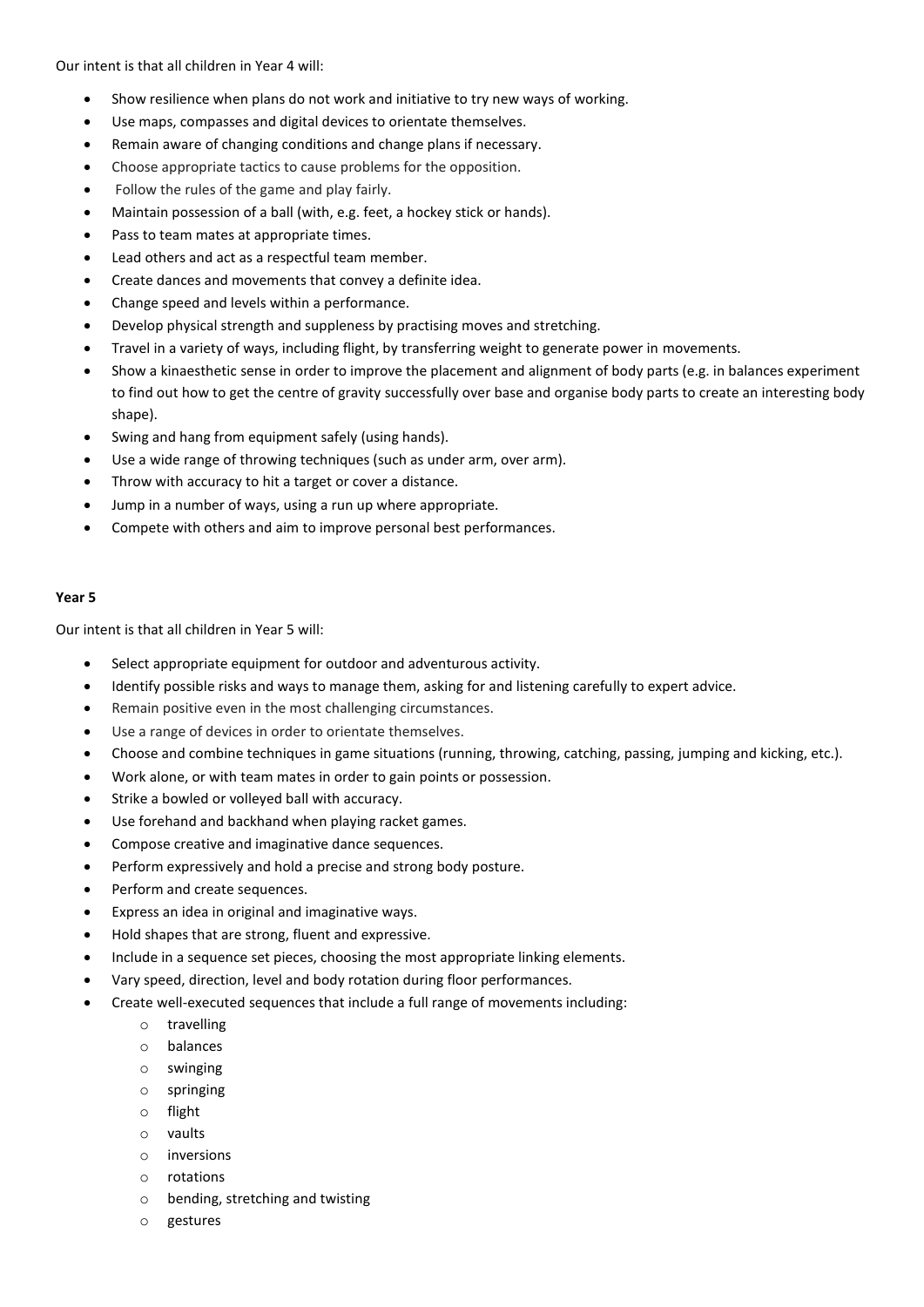Our intent is that all children in Year 4 will:

- Show resilience when plans do not work and initiative to try new ways of working.
- Use maps, compasses and digital devices to orientate themselves.
- Remain aware of changing conditions and change plans if necessary.
- Choose appropriate tactics to cause problems for the opposition.
- Follow the rules of the game and play fairly.
- Maintain possession of a ball (with, e.g. feet, a hockey stick or hands).
- Pass to team mates at appropriate times.
- Lead others and act as a respectful team member.
- Create dances and movements that convey a definite idea.
- Change speed and levels within a performance.
- Develop physical strength and suppleness by practising moves and stretching.
- Travel in a variety of ways, including flight, by transferring weight to generate power in movements.
- Show a kinaesthetic sense in order to improve the placement and alignment of body parts (e.g. in balances experiment to find out how to get the centre of gravity successfully over base and organise body parts to create an interesting body shape).
- Swing and hang from equipment safely (using hands).
- Use a wide range of throwing techniques (such as under arm, over arm).
- Throw with accuracy to hit a target or cover a distance.
- Jump in a number of ways, using a run up where appropriate.
- Compete with others and aim to improve personal best performances.

**Year 5**

Our intent is that all children in Year 5 will:

- Select appropriate equipment for outdoor and adventurous activity.
- Identify possible risks and ways to manage them, asking for and listening carefully to expert advice.
- Remain positive even in the most challenging circumstances.
- Use a range of devices in order to orientate themselves.
- Choose and combine techniques in game situations (running, throwing, catching, passing, jumping and kicking, etc.).
- Work alone, or with team mates in order to gain points or possession.
- Strike a bowled or volleyed ball with accuracy.
- Use forehand and backhand when playing racket games.
- Compose creative and imaginative dance sequences.
- Perform expressively and hold a precise and strong body posture.
- Perform and create sequences.
- Express an idea in original and imaginative ways.
- Hold shapes that are strong, fluent and expressive.
- Include in a sequence set pieces, choosing the most appropriate linking elements.
- Vary speed, direction, level and body rotation during floor performances.
- Create well-executed sequences that include a full range of movements including:
    - travelling
    - balances
    - swinging
    - springing
    - flight
    - vaults
    - inversions
    - rotations
    - bending, stretching and twisting
    - gestures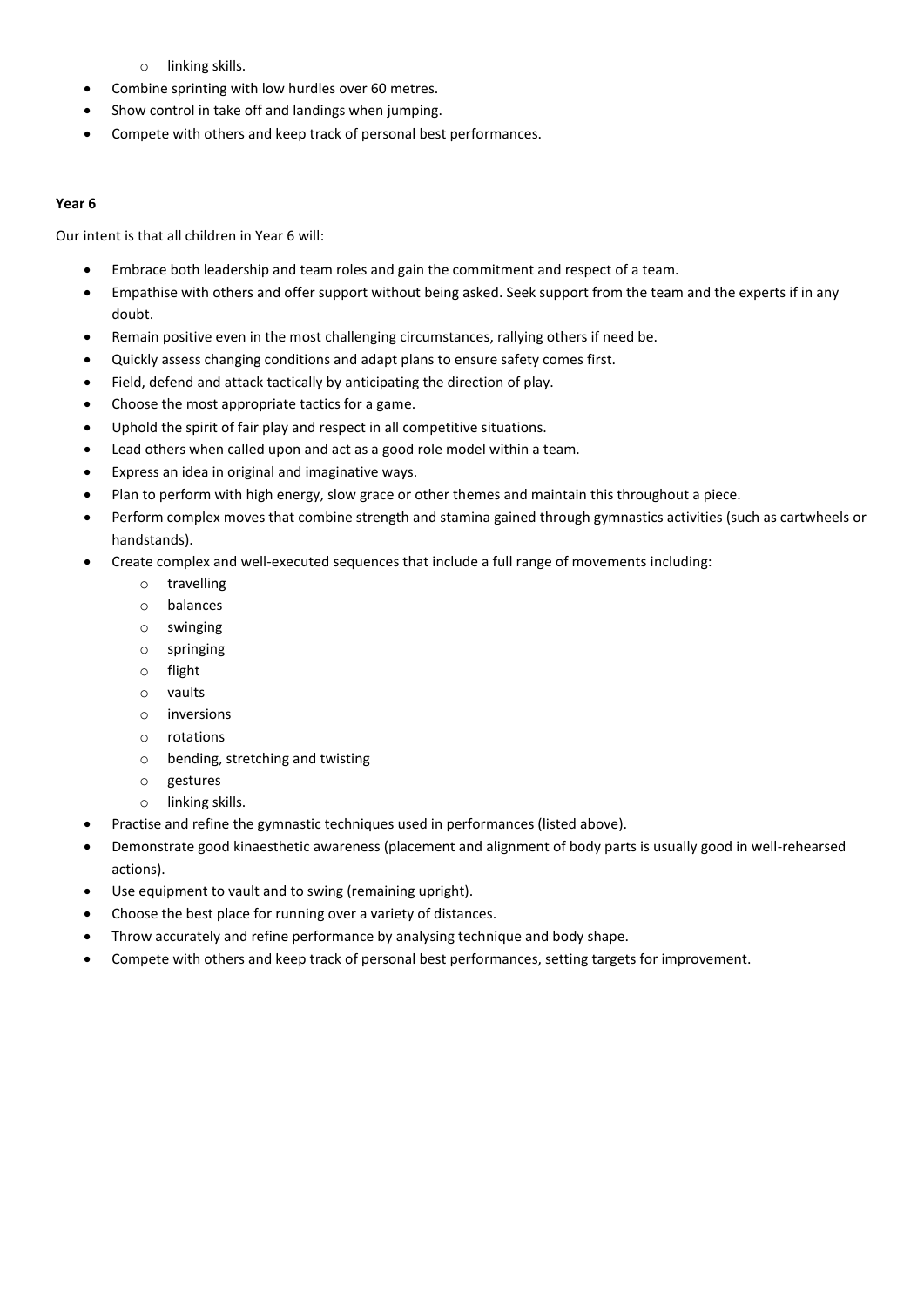- linking skills.
- Combine sprinting with low hurdles over 60 metres.
- Show control in take off and landings when jumping.
- Compete with others and keep track of personal best performances.

**Year 6**

Our intent is that all children in Year 6 will:

- Embrace both leadership and team roles and gain the commitment and respect of a team.
- Empathise with others and offer support without being asked. Seek support from the team and the experts if in any doubt.
- Remain positive even in the most challenging circumstances, rallying others if need be.
- Quickly assess changing conditions and adapt plans to ensure safety comes first.
- Field, defend and attack tactically by anticipating the direction of play.
- Choose the most appropriate tactics for a game.
- Uphold the spirit of fair play and respect in all competitive situations.
- Lead others when called upon and act as a good role model within a team.
- Express an idea in original and imaginative ways.
- Plan to perform with high energy, slow grace or other themes and maintain this throughout a piece.
- Perform complex moves that combine strength and stamina gained through gymnastics activities (such as cartwheels or handstands).
- Create complex and well-executed sequences that include a full range of movements including:
  - travelling
  - balances
  - swinging
  - springing
  - flight
  - vaults
  - inversions
  - rotations
  - bending, stretching and twisting
  - gestures
  - linking skills.
- Practise and refine the gymnastic techniques used in performances (listed above).
- Demonstrate good kinaesthetic awareness (placement and alignment of body parts is usually good in well-rehearsed actions).
- Use equipment to vault and to swing (remaining upright).
- Choose the best place for running over a variety of distances.
- Throw accurately and refine performance by analysing technique and body shape.
- Compete with others and keep track of personal best performances, setting targets for improvement.